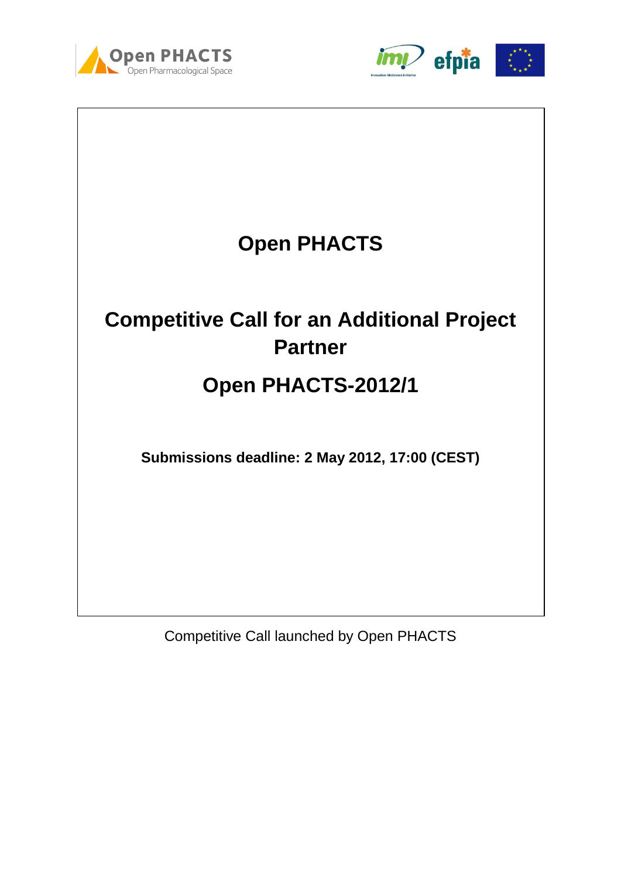# Open PHACTS

## Competitive Call for an Additional Project Partner

## Open PHACTS-2012/1

**Submissions deadline: 2 May 2012, 17:00 (CEST)**

Competitive Call launched by Open PHACTS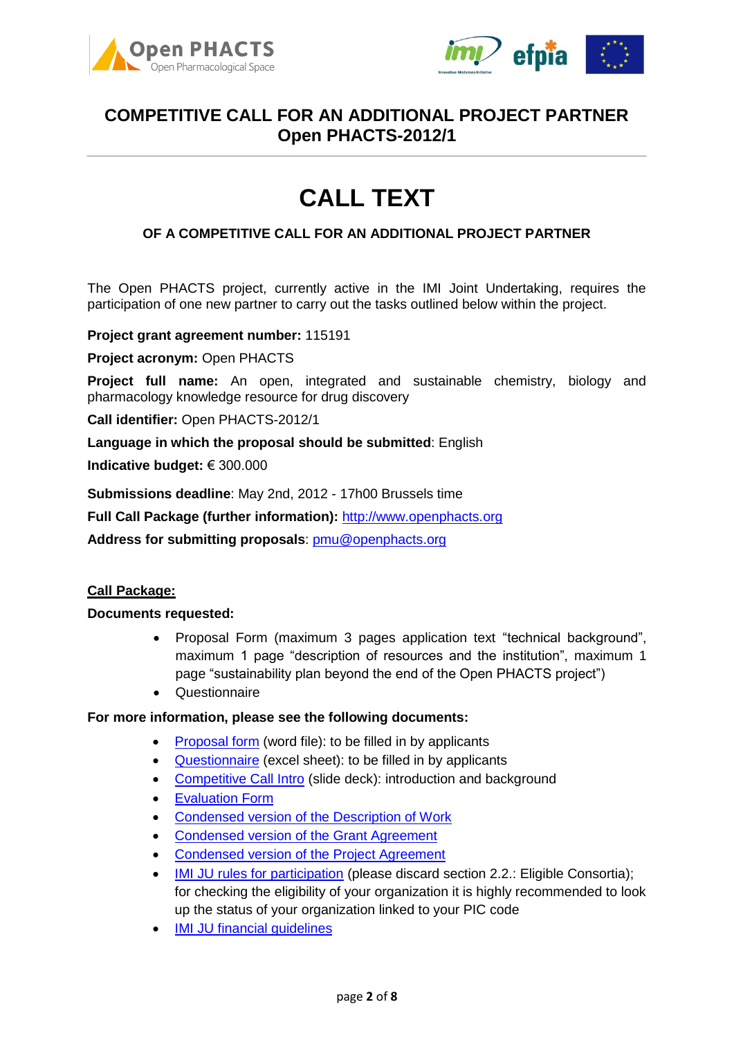# COMPETITIVE CALL FOR AN ADDITIONAL PROJECT PARTNER
# Open PHACTS-2012/1

# CALL TEXT

### OF A COMPETITIVE CALL FOR AN ADDITIONAL PROJECT PARTNER

The Open PHACTS project, currently active in the IMI Joint Undertaking, requires the participation of one new partner to carry out the tasks outlined below within the project.

**Project grant agreement number:** 115191

**Project acronym:** Open PHACTS

**Project full name:** An open, integrated and sustainable chemistry, biology and pharmacology knowledge resource for drug discovery

**Call identifier:** Open PHACTS-2012/1

**Language in which the proposal should be submitted**: English

**Indicative budget:** € 300.000

**Submissions deadline**: May 2nd, 2012 - 17h00 Brussels time

**Full Call Package (further information):** http://www.openphacts.org

**Address for submitting proposals**: pmu@openphacts.org

**Call Package:**

**Documents requested:**

- Proposal Form (maximum 3 pages application text "technical background", maximum 1 page "description of resources and the institution", maximum 1 page "sustainability plan beyond the end of the Open PHACTS project")
- Questionnaire

**For more information, please see the following documents:**

- Proposal form (word file): to be filled in by applicants
- Questionnaire (excel sheet): to be filled in by applicants
- Competitive Call Intro (slide deck): introduction and background
- Evaluation Form
- Condensed version of the Description of Work
- Condensed version of the Grant Agreement
- Condensed version of the Project Agreement
- IMI JU rules for participation (please discard section 2.2.: Eligible Consortia); for checking the eligibility of your organization it is highly recommended to look up the status of your organization linked to your PIC code
- IMI JU financial guidelines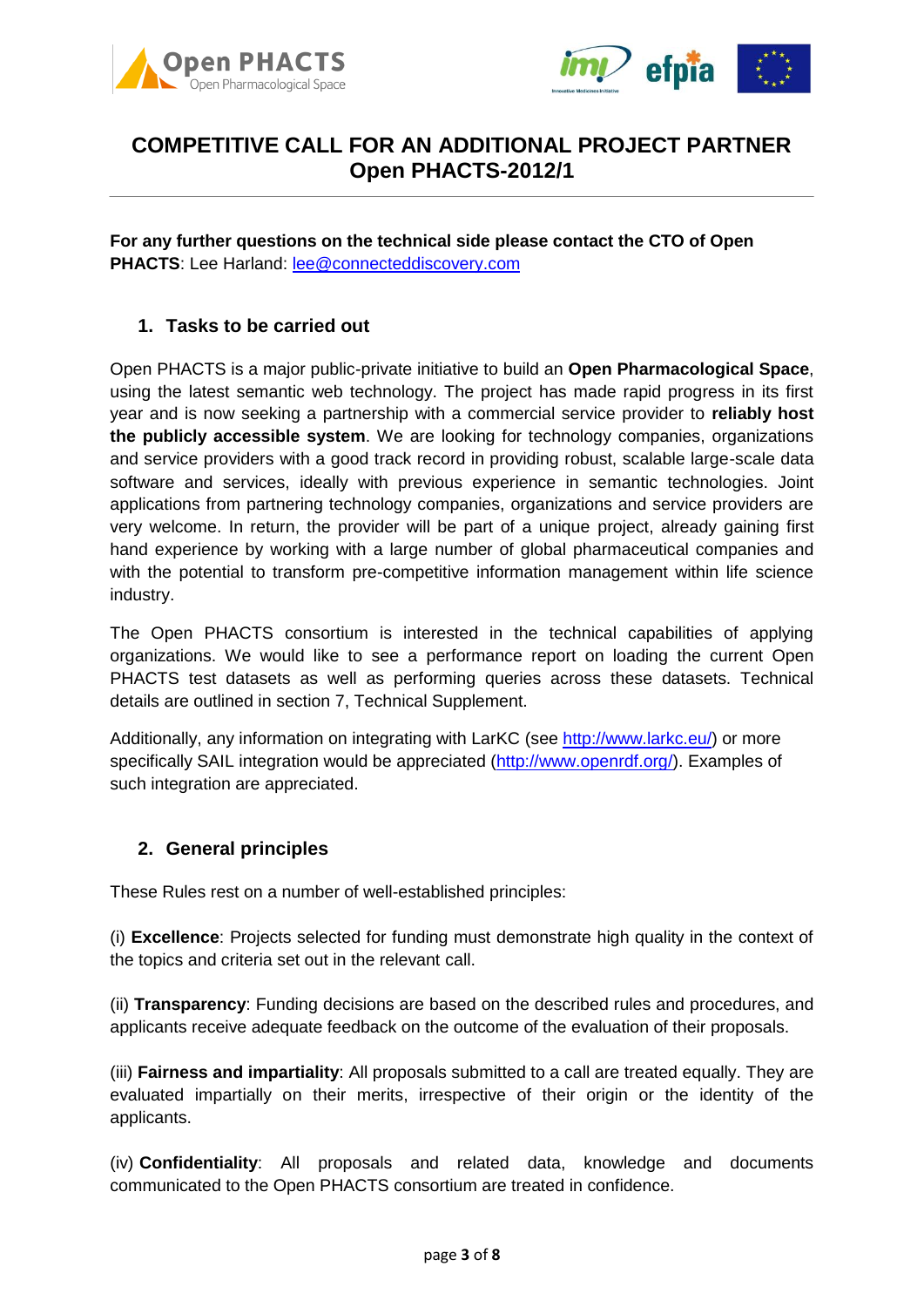# COMPETITIVE CALL FOR AN ADDITIONAL PROJECT PARTNER Open PHACTS-2012/1

**For any further questions on the technical side please contact the CTO of Open PHACTS**: Lee Harland: lee@connecteddiscovery.com

## 1. Tasks to be carried out

Open PHACTS is a major public-private initiative to build an **Open Pharmacological Space**, using the latest semantic web technology. The project has made rapid progress in its first year and is now seeking a partnership with a commercial service provider to **reliably host the publicly accessible system**. We are looking for technology companies, organizations and service providers with a good track record in providing robust, scalable large-scale data software and services, ideally with previous experience in semantic technologies. Joint applications from partnering technology companies, organizations and service providers are very welcome. In return, the provider will be part of a unique project, already gaining first hand experience by working with a large number of global pharmaceutical companies and with the potential to transform pre-competitive information management within life science industry.

The Open PHACTS consortium is interested in the technical capabilities of applying organizations. We would like to see a performance report on loading the current Open PHACTS test datasets as well as performing queries across these datasets. Technical details are outlined in section 7, Technical Supplement.

Additionally, any information on integrating with LarKC (see http://www.larkc.eu/) or more specifically SAIL integration would be appreciated (http://www.openrdf.org/). Examples of such integration are appreciated.

## 2. General principles

These Rules rest on a number of well-established principles:

(i) **Excellence**: Projects selected for funding must demonstrate high quality in the context of the topics and criteria set out in the relevant call.

(ii) **Transparency**: Funding decisions are based on the described rules and procedures, and applicants receive adequate feedback on the outcome of the evaluation of their proposals.

(iii) **Fairness and impartiality**: All proposals submitted to a call are treated equally. They are evaluated impartially on their merits, irrespective of their origin or the identity of the applicants.

(iv) **Confidentiality**: All proposals and related data, knowledge and documents communicated to the Open PHACTS consortium are treated in confidence.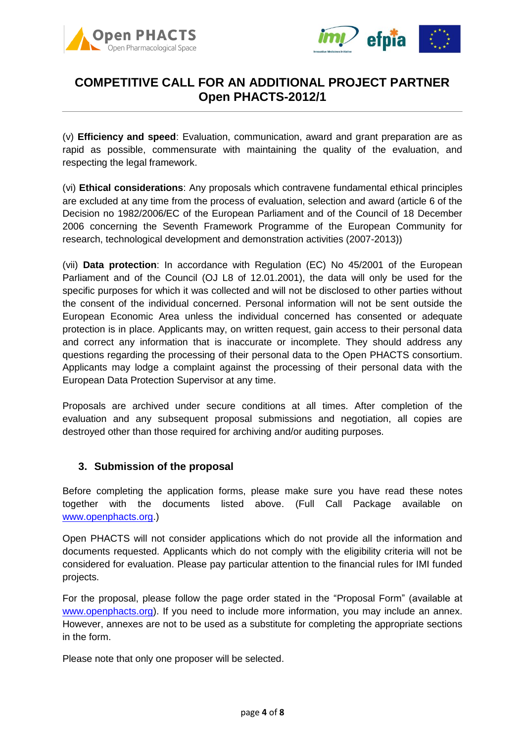(v) **Efficiency and speed**: Evaluation, communication, award and grant preparation are as rapid as possible, commensurate with maintaining the quality of the evaluation, and respecting the legal framework.

(vi) **Ethical considerations**: Any proposals which contravene fundamental ethical principles are excluded at any time from the process of evaluation, selection and award (article 6 of the Decision no 1982/2006/EC of the European Parliament and of the Council of 18 December 2006 concerning the Seventh Framework Programme of the European Community for research, technological development and demonstration activities (2007-2013))

(vii) **Data protection**: In accordance with Regulation (EC) No 45/2001 of the European Parliament and of the Council (OJ L8 of 12.01.2001), the data will only be used for the specific purposes for which it was collected and will not be disclosed to other parties without the consent of the individual concerned. Personal information will not be sent outside the European Economic Area unless the individual concerned has consented or adequate protection is in place. Applicants may, on written request, gain access to their personal data and correct any information that is inaccurate or incomplete. They should address any questions regarding the processing of their personal data to the Open PHACTS consortium. Applicants may lodge a complaint against the processing of their personal data with the European Data Protection Supervisor at any time.

Proposals are archived under secure conditions at all times. After completion of the evaluation and any subsequent proposal submissions and negotiation, all copies are destroyed other than those required for archiving and/or auditing purposes.

## 3. Submission of the proposal

Before completing the application forms, please make sure you have read these notes together with the documents listed above. (Full Call Package available on www.openphacts.org.)

Open PHACTS will not consider applications which do not provide all the information and documents requested. Applicants which do not comply with the eligibility criteria will not be considered for evaluation. Please pay particular attention to the financial rules for IMI funded projects.

For the proposal, please follow the page order stated in the "Proposal Form" (available at www.openphacts.org). If you need to include more information, you may include an annex. However, annexes are not to be used as a substitute for completing the appropriate sections in the form.

Please note that only one proposer will be selected.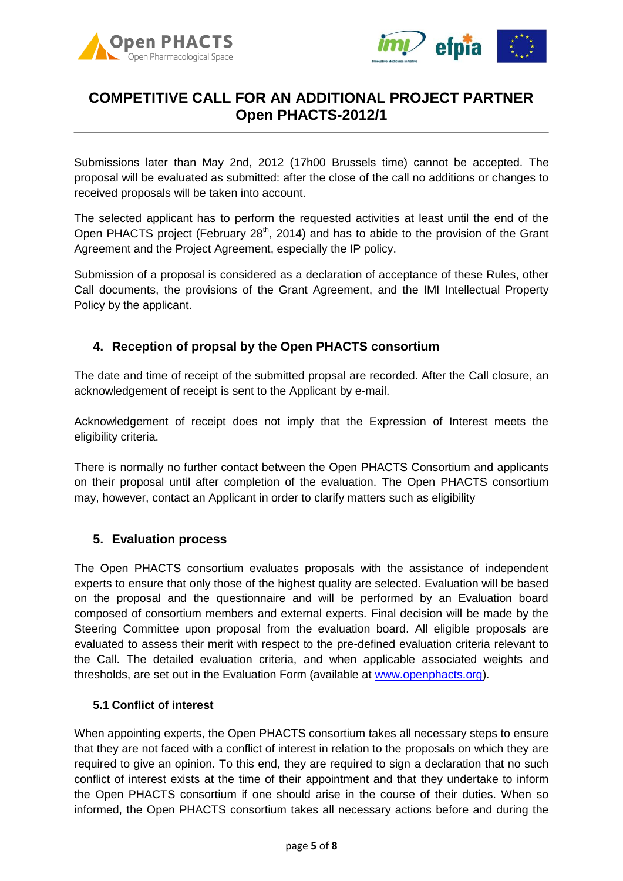# COMPETITIVE CALL FOR AN ADDITIONAL PROJECT PARTNER Open PHACTS-2012/1

Submissions later than May 2nd, 2012 (17h00 Brussels time) cannot be accepted. The proposal will be evaluated as submitted: after the close of the call no additions or changes to received proposals will be taken into account.

The selected applicant has to perform the requested activities at least until the end of the Open PHACTS project (February 28th, 2014) and has to abide to the provision of the Grant Agreement and the Project Agreement, especially the IP policy.

Submission of a proposal is considered as a declaration of acceptance of these Rules, other Call documents, the provisions of the Grant Agreement, and the IMI Intellectual Property Policy by the applicant.

## 4. Reception of propsal by the Open PHACTS consortium

The date and time of receipt of the submitted propsal are recorded. After the Call closure, an acknowledgement of receipt is sent to the Applicant by e-mail.

Acknowledgement of receipt does not imply that the Expression of Interest meets the eligibility criteria.

There is normally no further contact between the Open PHACTS Consortium and applicants on their proposal until after completion of the evaluation. The Open PHACTS consortium may, however, contact an Applicant in order to clarify matters such as eligibility

## 5. Evaluation process

The Open PHACTS consortium evaluates proposals with the assistance of independent experts to ensure that only those of the highest quality are selected. Evaluation will be based on the proposal and the questionnaire and will be performed by an Evaluation board composed of consortium members and external experts. Final decision will be made by the Steering Committee upon proposal from the evaluation board. All eligible proposals are evaluated to assess their merit with respect to the pre-defined evaluation criteria relevant to the Call. The detailed evaluation criteria, and when applicable associated weights and thresholds, are set out in the Evaluation Form (available at www.openphacts.org).

### 5.1 Conflict of interest

When appointing experts, the Open PHACTS consortium takes all necessary steps to ensure that they are not faced with a conflict of interest in relation to the proposals on which they are required to give an opinion. To this end, they are required to sign a declaration that no such conflict of interest exists at the time of their appointment and that they undertake to inform the Open PHACTS consortium if one should arise in the course of their duties. When so informed, the Open PHACTS consortium takes all necessary actions before and during the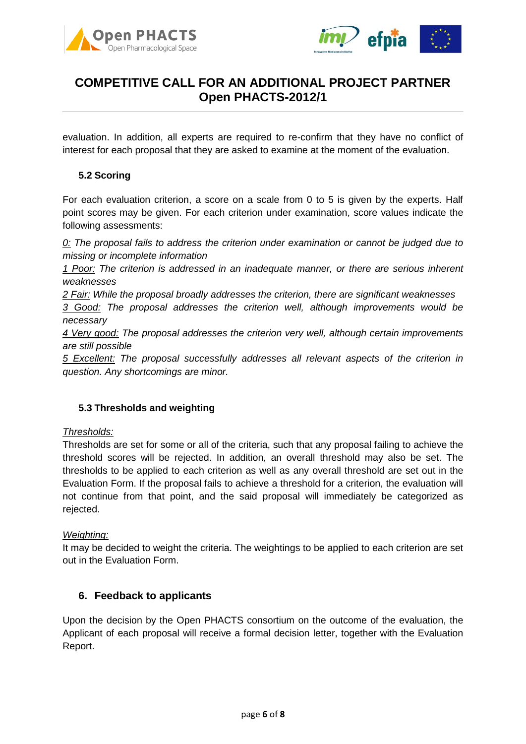evaluation. In addition, all experts are required to re-confirm that they have no conflict of interest for each proposal that they are asked to examine at the moment of the evaluation.

### 5.2 Scoring

For each evaluation criterion, a score on a scale from 0 to 5 is given by the experts. Half point scores may be given. For each criterion under examination, score values indicate the following assessments:

*0: The proposal fails to address the criterion under examination or cannot be judged due to missing or incomplete information*

*1 Poor: The criterion is addressed in an inadequate manner, or there are serious inherent weaknesses*

*2 Fair: While the proposal broadly addresses the criterion, there are significant weaknesses*

*3 Good: The proposal addresses the criterion well, although improvements would be necessary*

*4 Very good: The proposal addresses the criterion very well, although certain improvements are still possible*

*5 Excellent: The proposal successfully addresses all relevant aspects of the criterion in question. Any shortcomings are minor.*

### 5.3 Thresholds and weighting

*Thresholds:*

Thresholds are set for some or all of the criteria, such that any proposal failing to achieve the threshold scores will be rejected. In addition, an overall threshold may also be set. The thresholds to be applied to each criterion as well as any overall threshold are set out in the Evaluation Form. If the proposal fails to achieve a threshold for a criterion, the evaluation will not continue from that point, and the said proposal will immediately be categorized as rejected.

*Weighting:*

It may be decided to weight the criteria. The weightings to be applied to each criterion are set out in the Evaluation Form.

## 6. Feedback to applicants

Upon the decision by the Open PHACTS consortium on the outcome of the evaluation, the Applicant of each proposal will receive a formal decision letter, together with the Evaluation Report.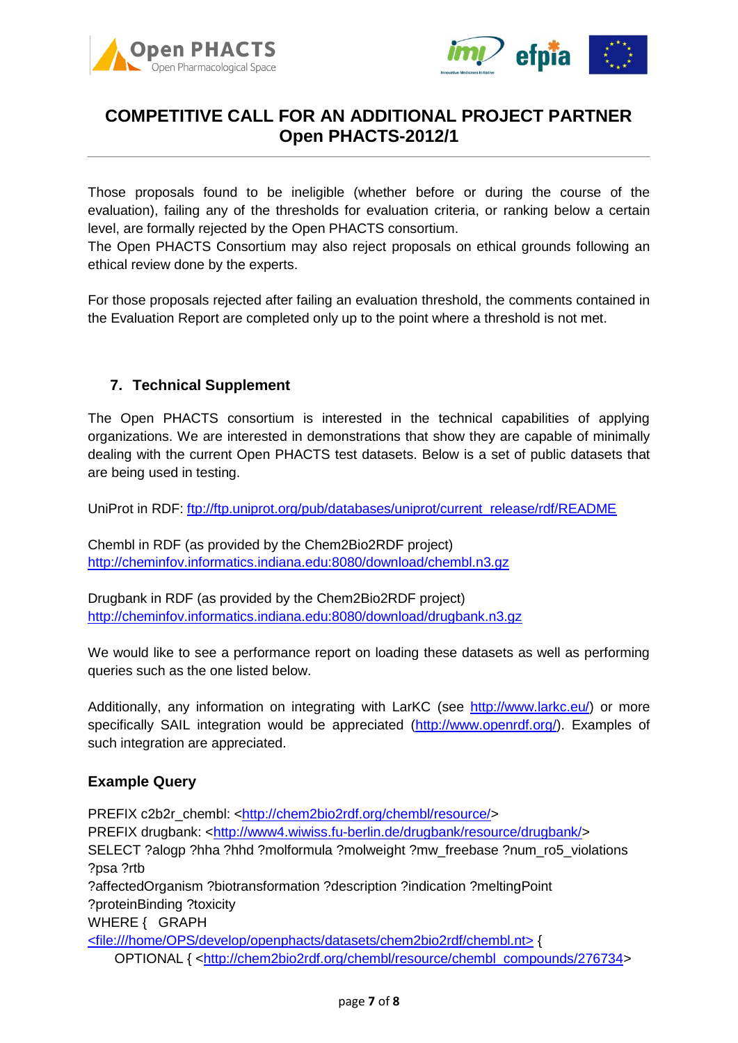# COMPETITIVE CALL FOR AN ADDITIONAL PROJECT PARTNER Open PHACTS-2012/1

Those proposals found to be ineligible (whether before or during the course of the evaluation), failing any of the thresholds for evaluation criteria, or ranking below a certain level, are formally rejected by the Open PHACTS consortium.
The Open PHACTS Consortium may also reject proposals on ethical grounds following an ethical review done by the experts.

For those proposals rejected after failing an evaluation threshold, the comments contained in the Evaluation Report are completed only up to the point where a threshold is not met.

## 7. Technical Supplement

The Open PHACTS consortium is interested in the technical capabilities of applying organizations. We are interested in demonstrations that show they are capable of minimally dealing with the current Open PHACTS test datasets. Below is a set of public datasets that are being used in testing.

UniProt in RDF: ftp://ftp.uniprot.org/pub/databases/uniprot/current_release/rdf/README

Chembl in RDF (as provided by the Chem2Bio2RDF project)
http://cheminfov.informatics.indiana.edu:8080/download/chembl.n3.gz

Drugbank in RDF (as provided by the Chem2Bio2RDF project)
http://cheminfov.informatics.indiana.edu:8080/download/drugbank.n3.gz

We would like to see a performance report on loading these datasets as well as performing queries such as the one listed below.

Additionally, any information on integrating with LarKC (see http://www.larkc.eu/) or more specifically SAIL integration would be appreciated (http://www.openrdf.org/). Examples of such integration are appreciated.

### Example Query

```
PREFIX c2b2r_chembl: <http://chem2bio2rdf.org/chembl/resource/>
PREFIX drugbank: <http://www4.wiwiss.fu-berlin.de/drugbank/resource/drugbank/>
SELECT ?alogp ?hha ?hhd ?molformula ?molweight ?mw_freebase ?num_ro5_violations
?psa ?rtb
?affectedOrganism ?biotransformation ?description ?indication ?meltingPoint
?proteinBinding ?toxicity
WHERE {   GRAPH
<file:///home/OPS/develop/openphacts/datasets/chem2bio2rdf/chembl.nt> {
     OPTIONAL { <http://chem2bio2rdf.org/chembl/resource/chembl_compounds/276734>
```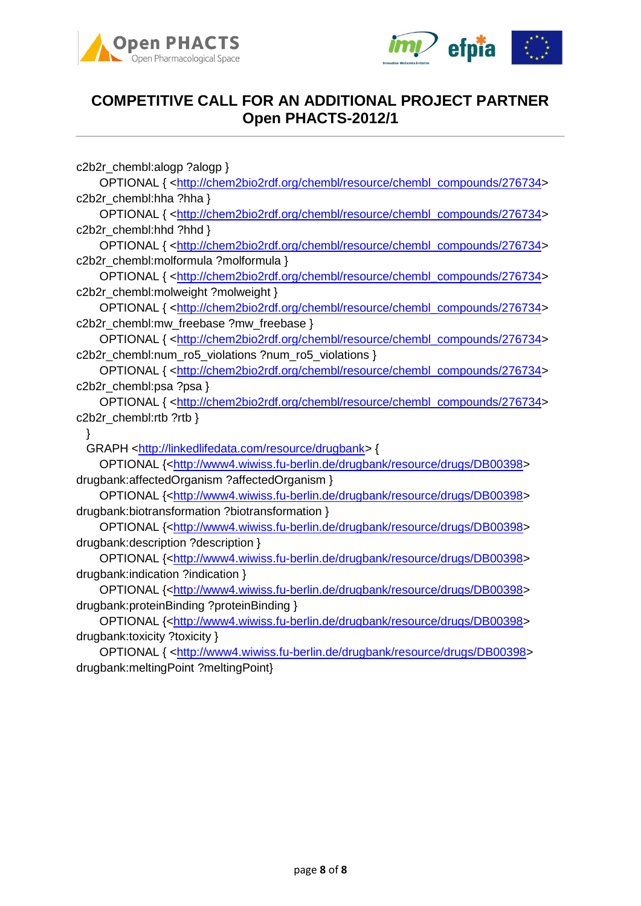```
c2b2r_chembl:alogp ?alogp }
    OPTIONAL { <http://chem2bio2rdf.org/chembl/resource/chembl_compounds/276734>
c2b2r_chembl:hha ?hha }
    OPTIONAL { <http://chem2bio2rdf.org/chembl/resource/chembl_compounds/276734>
c2b2r_chembl:hhd ?hhd }
    OPTIONAL { <http://chem2bio2rdf.org/chembl/resource/chembl_compounds/276734>
c2b2r_chembl:molformula ?molformula }
    OPTIONAL { <http://chem2bio2rdf.org/chembl/resource/chembl_compounds/276734>
c2b2r_chembl:molweight ?molweight }
    OPTIONAL { <http://chem2bio2rdf.org/chembl/resource/chembl_compounds/276734>
c2b2r_chembl:mw_freebase ?mw_freebase }
    OPTIONAL { <http://chem2bio2rdf.org/chembl/resource/chembl_compounds/276734>
c2b2r_chembl:num_ro5_violations ?num_ro5_violations }
    OPTIONAL { <http://chem2bio2rdf.org/chembl/resource/chembl_compounds/276734>
c2b2r_chembl:psa ?psa }
    OPTIONAL { <http://chem2bio2rdf.org/chembl/resource/chembl_compounds/276734>
c2b2r_chembl:rtb ?rtb }
  }
  GRAPH <http://linkedlifedata.com/resource/drugbank> {
    OPTIONAL {<http://www4.wiwiss.fu-berlin.de/drugbank/resource/drugs/DB00398>
drugbank:affectedOrganism ?affectedOrganism }
    OPTIONAL {<http://www4.wiwiss.fu-berlin.de/drugbank/resource/drugs/DB00398>
drugbank:biotransformation ?biotransformation }
    OPTIONAL {<http://www4.wiwiss.fu-berlin.de/drugbank/resource/drugs/DB00398>
drugbank:description ?description }
    OPTIONAL {<http://www4.wiwiss.fu-berlin.de/drugbank/resource/drugs/DB00398>
drugbank:indication ?indication }
    OPTIONAL {<http://www4.wiwiss.fu-berlin.de/drugbank/resource/drugs/DB00398>
drugbank:proteinBinding ?proteinBinding }
    OPTIONAL {<http://www4.wiwiss.fu-berlin.de/drugbank/resource/drugs/DB00398>
drugbank:toxicity ?toxicity }
    OPTIONAL { <http://www4.wiwiss.fu-berlin.de/drugbank/resource/drugs/DB00398>
drugbank:meltingPoint ?meltingPoint}
```